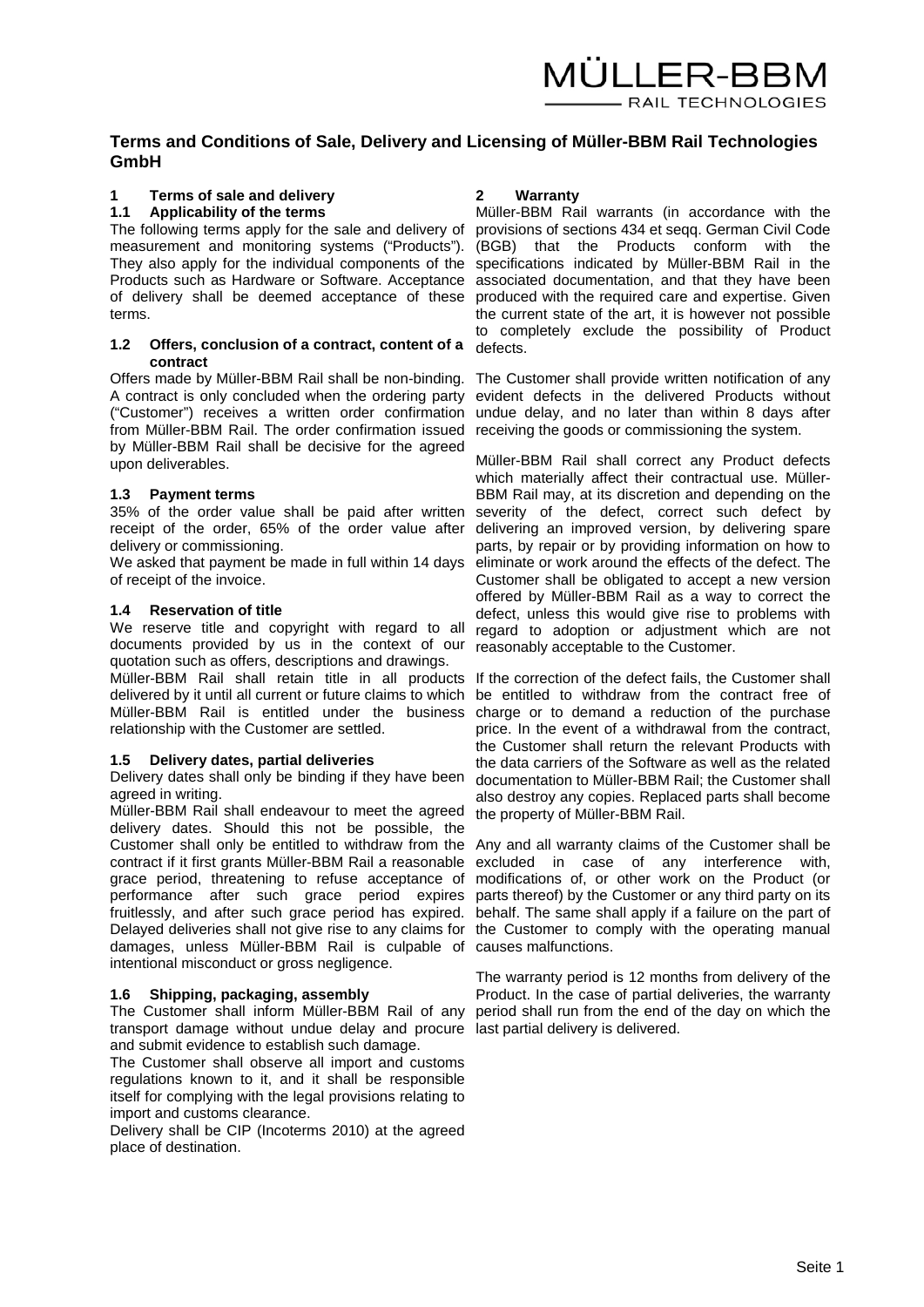# Terms and Conditions of Sale, Delivery and Licensing of Müller-BBM Rail Technologies GmbH

## 1 Terms of sale and delivery

### 1.1 Applicability of the terms

The following terms apply for the sale and delivery of measurement and monitoring systems ("Products"). They also apply for the individual components of the Products such as Hardware or Software. Acceptance of delivery shall be deemed acceptance of these terms.

### 1.2 Offers, conclusion of a contract, content of a contract

Offers made by Müller-BBM Rail shall be non-binding. A contract is only concluded when the ordering party ("Customer") receives a written order confirmation from Müller-BBM Rail. The order confirmation issued by Müller-BBM Rail shall be decisive for the agreed upon deliverables.

### 1.3 Payment terms

35% of the order value shall be paid after written receipt of the order, 65% of the order value after delivery or commissioning.

We asked that payment be made in full within 14 days of receipt of the invoice.

### 1.4 Reservation of title

We reserve title and copyright with regard to all documents provided by us in the context of our quotation such as offers, descriptions and drawings.

Müller-BBM Rail shall retain title in all products delivered by it until all current or future claims to which Müller-BBM Rail is entitled under the business relationship with the Customer are settled.

### 1.5 Delivery dates, partial deliveries

Delivery dates shall only be binding if they have been agreed in writing.

Müller-BBM Rail shall endeavour to meet the agreed delivery dates. Should this not be possible, the Customer shall only be entitled to withdraw from the contract if it first grants Müller-BBM Rail a reasonable grace period, threatening to refuse acceptance of performance after such grace period expires fruitlessly, and after such grace period has expired. Delayed deliveries shall not give rise to any claims for damages, unless Müller-BBM Rail is culpable of intentional misconduct or gross negligence.

### 1.6 Shipping, packaging, assembly

The Customer shall inform Müller-BBM Rail of any transport damage without undue delay and procure and submit evidence to establish such damage.

The Customer shall observe all import and customs regulations known to it, and it shall be responsible itself for complying with the legal provisions relating to import and customs clearance.

Delivery shall be CIP (Incoterms 2010) at the agreed place of destination.

## 2 Warranty

Müller-BBM Rail warrants (in accordance with the provisions of sections 434 et seqq. German Civil Code (BGB) that the Products conform with the specifications indicated by Müller-BBM Rail in the associated documentation, and that they have been produced with the required care and expertise. Given the current state of the art, it is however not possible to completely exclude the possibility of Product defects.

The Customer shall provide written notification of any evident defects in the delivered Products without undue delay, and no later than within 8 days after receiving the goods or commissioning the system.

Müller-BBM Rail shall correct any Product defects which materially affect their contractual use. Müller-BBM Rail may, at its discretion and depending on the severity of the defect, correct such defect by delivering an improved version, by delivering spare parts, by repair or by providing information on how to eliminate or work around the effects of the defect. The Customer shall be obligated to accept a new version offered by Müller-BBM Rail as a way to correct the defect, unless this would give rise to problems with regard to adoption or adjustment which are not reasonably acceptable to the Customer.

If the correction of the defect fails, the Customer shall be entitled to withdraw from the contract free of charge or to demand a reduction of the purchase price. In the event of a withdrawal from the contract, the Customer shall return the relevant Products with the data carriers of the Software as well as the related documentation to Müller-BBM Rail; the Customer shall also destroy any copies. Replaced parts shall become the property of Müller-BBM Rail.

Any and all warranty claims of the Customer shall be excluded in case of any interference with, modifications of, or other work on the Product (or parts thereof) by the Customer or any third party on its behalf. The same shall apply if a failure on the part of the Customer to comply with the operating manual causes malfunctions.

The warranty period is 12 months from delivery of the Product. In the case of partial deliveries, the warranty period shall run from the end of the day on which the last partial delivery is delivered.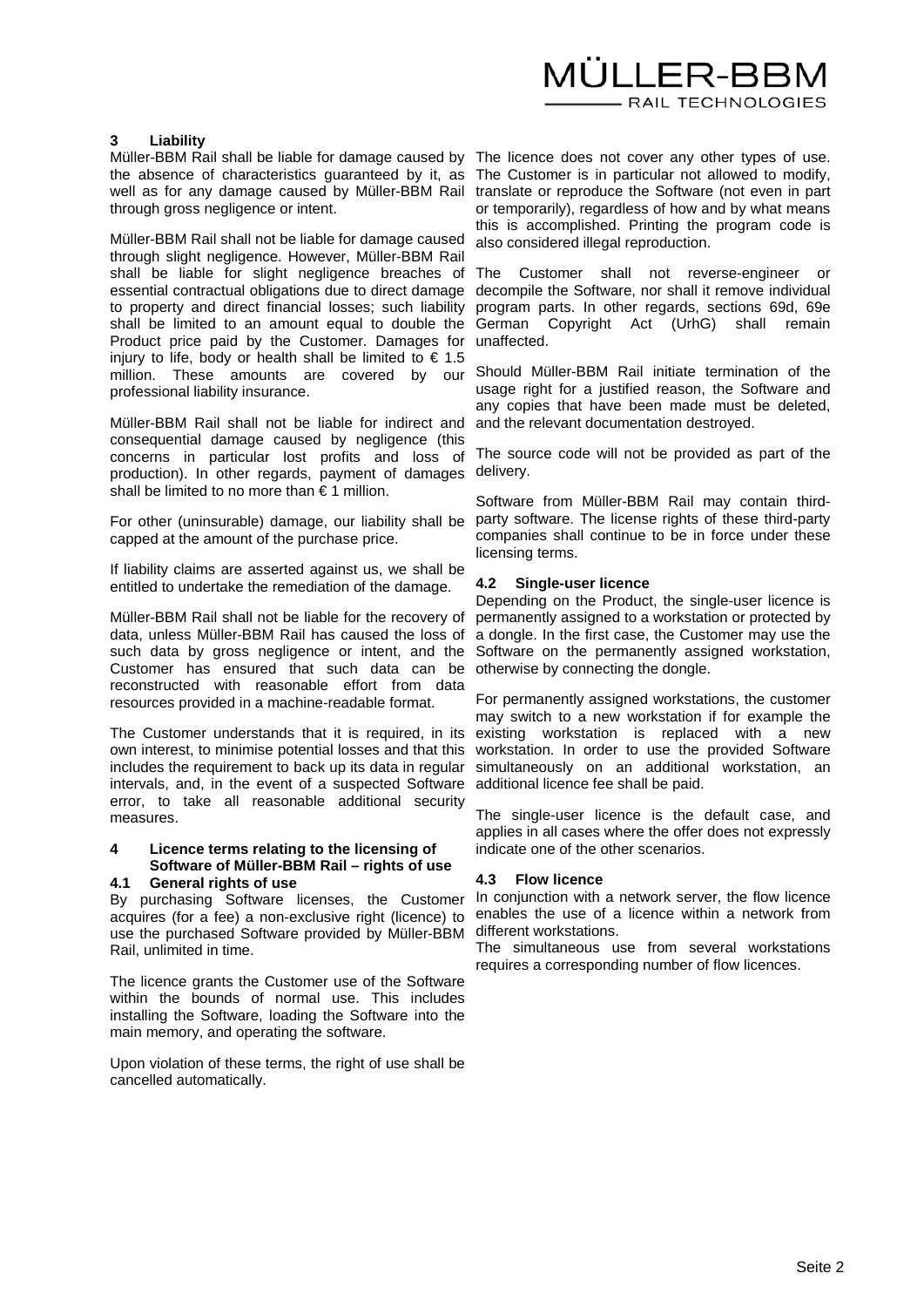## 3 Liability

Müller-BBM Rail shall be liable for damage caused by the absence of characteristics guaranteed by it, as well as for any damage caused by Müller-BBM Rail through gross negligence or intent.

Müller-BBM Rail shall not be liable for damage caused through slight negligence. However, Müller-BBM Rail shall be liable for slight negligence breaches of essential contractual obligations due to direct damage to property and direct financial losses; such liability shall be limited to an amount equal to double the Product price paid by the Customer. Damages for injury to life, body or health shall be limited to € 1.5 million. These amounts are covered by our professional liability insurance.

Müller-BBM Rail shall not be liable for indirect and consequential damage caused by negligence (this concerns in particular lost profits and loss of production). In other regards, payment of damages shall be limited to no more than € 1 million.

For other (uninsurable) damage, our liability shall be capped at the amount of the purchase price.

If liability claims are asserted against us, we shall be entitled to undertake the remediation of the damage.

Müller-BBM Rail shall not be liable for the recovery of data, unless Müller-BBM Rail has caused the loss of such data by gross negligence or intent, and the Customer has ensured that such data can be reconstructed with reasonable effort from data resources provided in a machine-readable format.

The Customer understands that it is required, in its own interest, to minimise potential losses and that this includes the requirement to back up its data in regular intervals, and, in the event of a suspected Software error, to take all reasonable additional security measures.

## 4 Licence terms relating to the licensing of Software of Müller-BBM Rail – rights of use

### 4.1 General rights of use

By purchasing Software licenses, the Customer acquires (for a fee) a non-exclusive right (licence) to use the purchased Software provided by Müller-BBM Rail, unlimited in time.

The licence grants the Customer use of the Software within the bounds of normal use. This includes installing the Software, loading the Software into the main memory, and operating the software.

Upon violation of these terms, the right of use shall be cancelled automatically.

The licence does not cover any other types of use. The Customer is in particular not allowed to modify, translate or reproduce the Software (not even in part or temporarily), regardless of how and by what means this is accomplished. Printing the program code is also considered illegal reproduction.

The Customer shall not reverse-engineer or decompile the Software, nor shall it remove individual program parts. In other regards, sections 69d, 69e German Copyright Act (UrhG) shall remain unaffected.

Should Müller-BBM Rail initiate termination of the usage right for a justified reason, the Software and any copies that have been made must be deleted, and the relevant documentation destroyed.

The source code will not be provided as part of the delivery.

Software from Müller-BBM Rail may contain third-party software. The license rights of these third-party companies shall continue to be in force under these licensing terms.

### 4.2 Single-user licence

Depending on the Product, the single-user licence is permanently assigned to a workstation or protected by a dongle. In the first case, the Customer may use the Software on the permanently assigned workstation, otherwise by connecting the dongle.

For permanently assigned workstations, the customer may switch to a new workstation if for example the existing workstation is replaced with a new workstation. In order to use the provided Software simultaneously on an additional workstation, an additional licence fee shall be paid.

The single-user licence is the default case, and applies in all cases where the offer does not expressly indicate one of the other scenarios.

### 4.3 Flow licence

In conjunction with a network server, the flow licence enables the use of a licence within a network from different workstations.

The simultaneous use from several workstations requires a corresponding number of flow licences.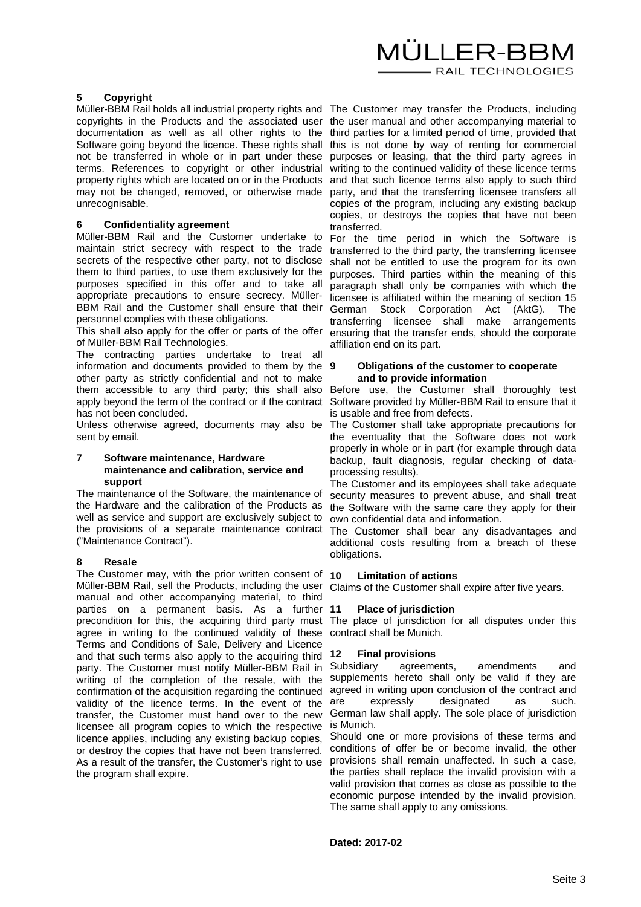## 5 Copyright

Müller-BBM Rail holds all industrial property rights and copyrights in the Products and the associated user documentation as well as all other rights to the Software going beyond the licence. These rights shall not be transferred in whole or in part under these terms. References to copyright or other industrial property rights which are located on or in the Products may not be changed, removed, or otherwise made unrecognisable.

## 6 Confidentiality agreement

Müller-BBM Rail and the Customer undertake to maintain strict secrecy with respect to the trade secrets of the respective other party, not to disclose them to third parties, to use them exclusively for the purposes specified in this offer and to take all appropriate precautions to ensure secrecy. Müller-BBM Rail and the Customer shall ensure that their personnel complies with these obligations.

This shall also apply for the offer or parts of the offer of Müller-BBM Rail Technologies.

The contracting parties undertake to treat all information and documents provided to them by the other party as strictly confidential and not to make them accessible to any third party; this shall also apply beyond the term of the contract or if the contract has not been concluded.

Unless otherwise agreed, documents may also be sent by email.

## 7 Software maintenance, Hardware maintenance and calibration, service and support

The maintenance of the Software, the maintenance of the Hardware and the calibration of the Products as well as service and support are exclusively subject to the provisions of a separate maintenance contract ("Maintenance Contract").

## 8 Resale

The Customer may, with the prior written consent of Müller-BBM Rail, sell the Products, including the user manual and other accompanying material, to third parties on a permanent basis. As a further precondition for this, the acquiring third party must agree in writing to the continued validity of these Terms and Conditions of Sale, Delivery and Licence and that such terms also apply to the acquiring third party. The Customer must notify Müller-BBM Rail in writing of the completion of the resale, with the confirmation of the acquisition regarding the continued validity of the licence terms. In the event of the transfer, the Customer must hand over to the new licensee all program copies to which the respective licence applies, including any existing backup copies, or destroy the copies that have not been transferred. As a result of the transfer, the Customer's right to use the program shall expire.

The Customer may transfer the Products, including the user manual and other accompanying material to third parties for a limited period of time, provided that this is not done by way of renting for commercial purposes or leasing, that the third party agrees in writing to the continued validity of these licence terms and that such licence terms also apply to such third party, and that the transferring licensee transfers all copies of the program, including any existing backup copies, or destroys the copies that have not been transferred.

For the time period in which the Software is transferred to the third party, the transferring licensee shall not be entitled to use the program for its own purposes. Third parties within the meaning of this paragraph shall only be companies with which the licensee is affiliated within the meaning of section 15 German Stock Corporation Act (AktG). The transferring licensee shall make arrangements ensuring that the transfer ends, should the corporate affiliation end on its part.

## 9 Obligations of the customer to cooperate and to provide information

Before use, the Customer shall thoroughly test Software provided by Müller-BBM Rail to ensure that it is usable and free from defects.

The Customer shall take appropriate precautions for the eventuality that the Software does not work properly in whole or in part (for example through data backup, fault diagnosis, regular checking of data-processing results).

The Customer and its employees shall take adequate security measures to prevent abuse, and shall treat the Software with the same care they apply for their own confidential data and information.

The Customer shall bear any disadvantages and additional costs resulting from a breach of these obligations.

## 10 Limitation of actions

Claims of the Customer shall expire after five years.

## 11 Place of jurisdiction

The place of jurisdiction for all disputes under this contract shall be Munich.

## 12 Final provisions

Subsidiary agreements, amendments and supplements hereto shall only be valid if they are agreed in writing upon conclusion of the contract and are expressly designated as such. German law shall apply. The sole place of jurisdiction is Munich.

Should one or more provisions of these terms and conditions of offer be or become invalid, the other provisions shall remain unaffected. In such a case, the parties shall replace the invalid provision with a valid provision that comes as close as possible to the economic purpose intended by the invalid provision. The same shall apply to any omissions.

**Dated: 2017-02**